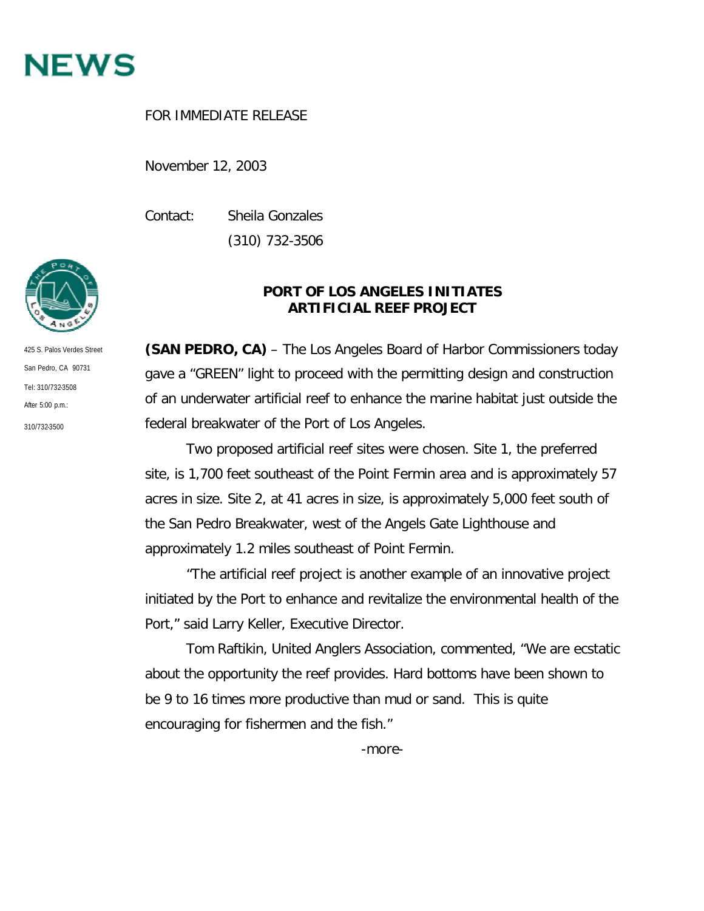# NEWS

FOR IMMEDIATE RELEASE

November 12, 2003

Contact: Sheila Gonzales
(310) 732-3506

425 S. Palos Verdes Street
San Pedro, CA 90731
Tel: 310/732-3508
After 5:00 p.m.:
310/732-3500

## PORT OF LOS ANGELES INITIATES ARTIFICIAL REEF PROJECT

**(SAN PEDRO, CA)** – The Los Angeles Board of Harbor Commissioners today gave a "GREEN" light to proceed with the permitting design and construction of an underwater artificial reef to enhance the marine habitat just outside the federal breakwater of the Port of Los Angeles.

Two proposed artificial reef sites were chosen. Site 1, the preferred site, is 1,700 feet southeast of the Point Fermin area and is approximately 57 acres in size. Site 2, at 41 acres in size, is approximately 5,000 feet south of the San Pedro Breakwater, west of the Angels Gate Lighthouse and approximately 1.2 miles southeast of Point Fermin.

"The artificial reef project is another example of an innovative project initiated by the Port to enhance and revitalize the environmental health of the Port," said Larry Keller, Executive Director.

Tom Raftikin, United Anglers Association, commented, "We are ecstatic about the opportunity the reef provides. Hard bottoms have been shown to be 9 to 16 times more productive than mud or sand. This is quite encouraging for fishermen and the fish."

-more-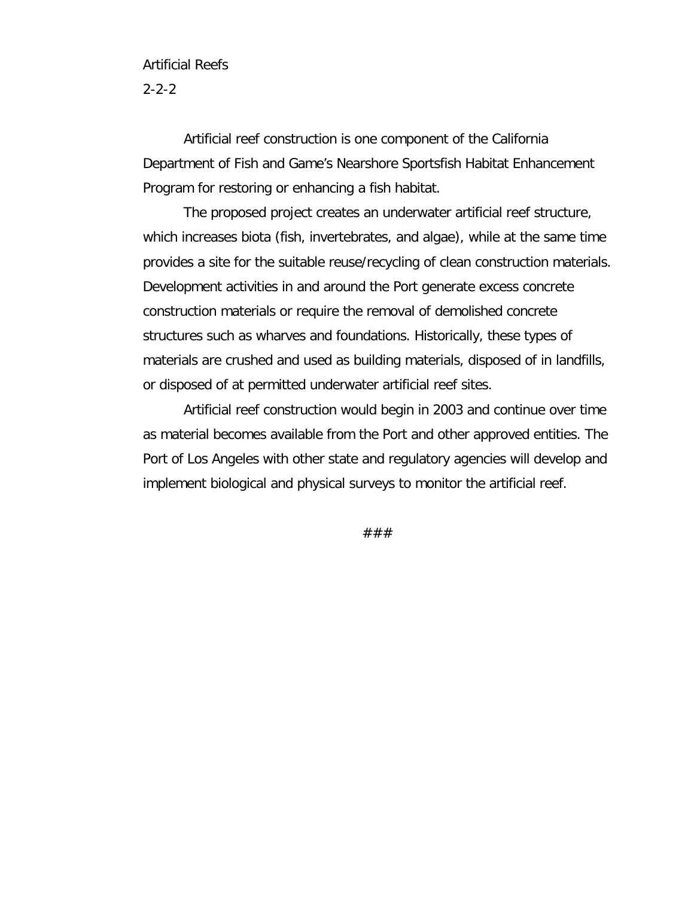Artificial reef construction is one component of the California Department of Fish and Game's Nearshore Sportsfish Habitat Enhancement Program for restoring or enhancing a fish habitat.

The proposed project creates an underwater artificial reef structure, which increases biota (fish, invertebrates, and algae), while at the same time provides a site for the suitable reuse/recycling of clean construction materials. Development activities in and around the Port generate excess concrete construction materials or require the removal of demolished concrete structures such as wharves and foundations. Historically, these types of materials are crushed and used as building materials, disposed of in landfills, or disposed of at permitted underwater artificial reef sites.

Artificial reef construction would begin in 2003 and continue over time as material becomes available from the Port and other approved entities. The Port of Los Angeles with other state and regulatory agencies will develop and implement biological and physical surveys to monitor the artificial reef.

###